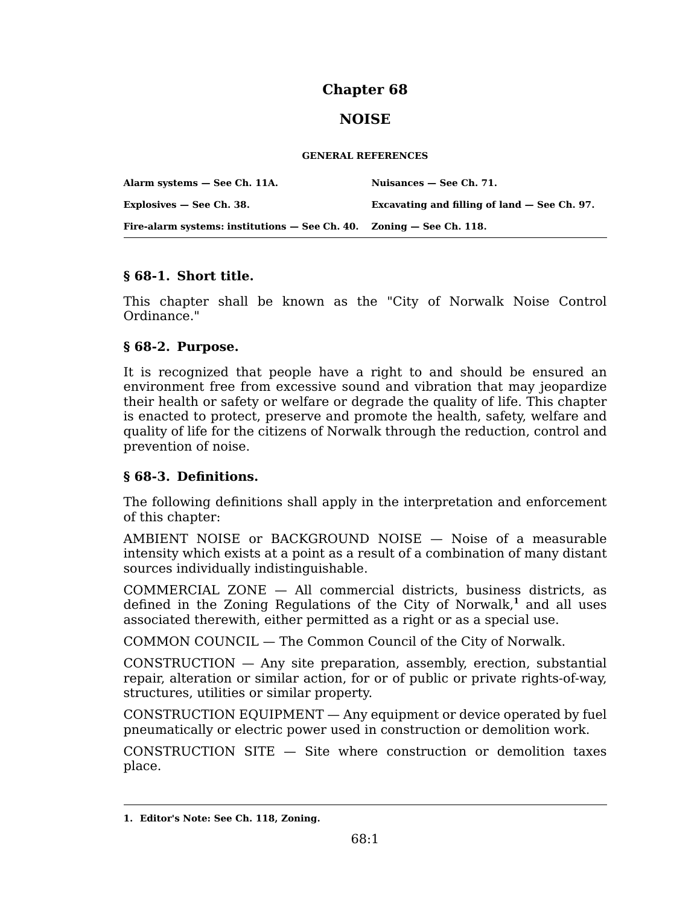# Chapter 68

# NOISE

**GENERAL REFERENCES**

| | |
|---|---|
| **Alarm systems — See Ch. 11A.** | **Nuisances — See Ch. 71.** |
| **Explosives — See Ch. 38.** | **Excavating and filling of land — See Ch. 97.** |
| **Fire-alarm systems: institutions — See Ch. 40.** | **Zoning — See Ch. 118.** |

### § 68-1. Short title.

This chapter shall be known as the "City of Norwalk Noise Control Ordinance."

### § 68-2. Purpose.

It is recognized that people have a right to and should be ensured an environment free from excessive sound and vibration that may jeopardize their health or safety or welfare or degrade the quality of life. This chapter is enacted to protect, preserve and promote the health, safety, welfare and quality of life for the citizens of Norwalk through the reduction, control and prevention of noise.

### § 68-3. Definitions.

The following definitions shall apply in the interpretation and enforcement of this chapter:

AMBIENT NOISE or BACKGROUND NOISE — Noise of a measurable intensity which exists at a point as a result of a combination of many distant sources individually indistinguishable.

COMMERCIAL ZONE — All commercial districts, business districts, as defined in the Zoning Regulations of the City of Norwalk,[1] and all uses associated therewith, either permitted as a right or as a special use.

COMMON COUNCIL — The Common Council of the City of Norwalk.

CONSTRUCTION — Any site preparation, assembly, erection, substantial repair, alteration or similar action, for or of public or private rights-of-way, structures, utilities or similar property.

CONSTRUCTION EQUIPMENT — Any equipment or device operated by fuel pneumatically or electric power used in construction or demolition work.

CONSTRUCTION SITE — Site where construction or demolition taxes place.

---

1. **Editor's Note: See Ch. 118, Zoning.**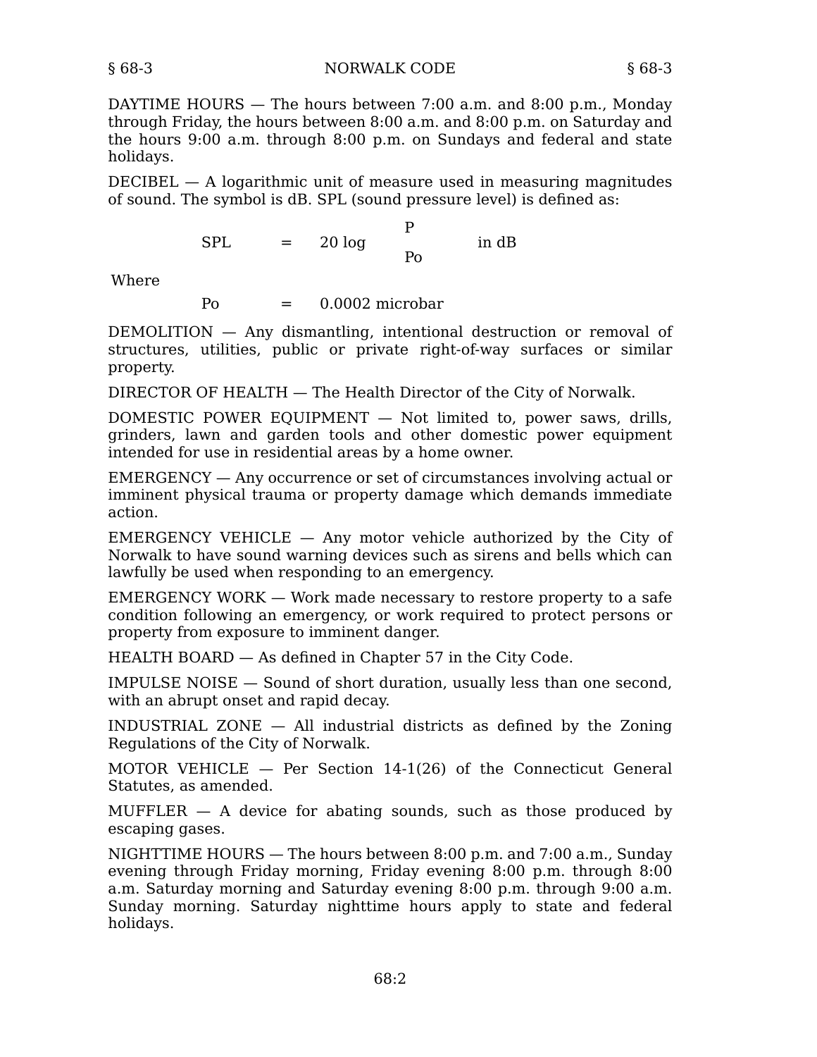DAYTIME HOURS — The hours between 7:00 a.m. and 8:00 p.m., Monday through Friday, the hours between 8:00 a.m. and 8:00 p.m. on Saturday and the hours 9:00 a.m. through 8:00 p.m. on Sundays and federal and state holidays.

DECIBEL — A logarithmic unit of measure used in measuring magnitudes of sound. The symbol is dB. SPL (sound pressure level) is defined as:

$$SPL = 20 \log \frac{P}{Po} \text{ in dB}$$

Where

$$Po = 0.0002 \text{ microbar}$$

DEMOLITION — Any dismantling, intentional destruction or removal of structures, utilities, public or private right-of-way surfaces or similar property.

DIRECTOR OF HEALTH — The Health Director of the City of Norwalk.

DOMESTIC POWER EQUIPMENT — Not limited to, power saws, drills, grinders, lawn and garden tools and other domestic power equipment intended for use in residential areas by a home owner.

EMERGENCY — Any occurrence or set of circumstances involving actual or imminent physical trauma or property damage which demands immediate action.

EMERGENCY VEHICLE — Any motor vehicle authorized by the City of Norwalk to have sound warning devices such as sirens and bells which can lawfully be used when responding to an emergency.

EMERGENCY WORK — Work made necessary to restore property to a safe condition following an emergency, or work required to protect persons or property from exposure to imminent danger.

HEALTH BOARD — As defined in Chapter 57 in the City Code.

IMPULSE NOISE — Sound of short duration, usually less than one second, with an abrupt onset and rapid decay.

INDUSTRIAL ZONE — All industrial districts as defined by the Zoning Regulations of the City of Norwalk.

MOTOR VEHICLE — Per Section 14-1(26) of the Connecticut General Statutes, as amended.

MUFFLER — A device for abating sounds, such as those produced by escaping gases.

NIGHTTIME HOURS — The hours between 8:00 p.m. and 7:00 a.m., Sunday evening through Friday morning, Friday evening 8:00 p.m. through 8:00 a.m. Saturday morning and Saturday evening 8:00 p.m. through 9:00 a.m. Sunday morning. Saturday nighttime hours apply to state and federal holidays.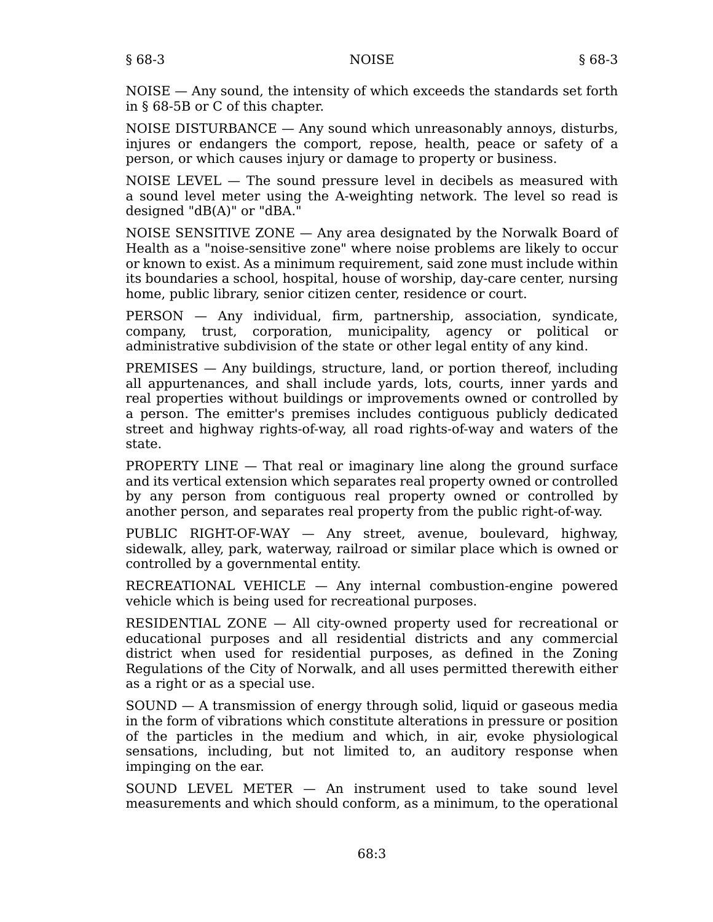NOISE — Any sound, the intensity of which exceeds the standards set forth in § 68-5B or C of this chapter.

NOISE DISTURBANCE — Any sound which unreasonably annoys, disturbs, injures or endangers the comport, repose, health, peace or safety of a person, or which causes injury or damage to property or business.

NOISE LEVEL — The sound pressure level in decibels as measured with a sound level meter using the A-weighting network. The level so read is designed "dB(A)" or "dBA."

NOISE SENSITIVE ZONE — Any area designated by the Norwalk Board of Health as a "noise-sensitive zone" where noise problems are likely to occur or known to exist. As a minimum requirement, said zone must include within its boundaries a school, hospital, house of worship, day-care center, nursing home, public library, senior citizen center, residence or court.

PERSON — Any individual, firm, partnership, association, syndicate, company, trust, corporation, municipality, agency or political or administrative subdivision of the state or other legal entity of any kind.

PREMISES — Any buildings, structure, land, or portion thereof, including all appurtenances, and shall include yards, lots, courts, inner yards and real properties without buildings or improvements owned or controlled by a person. The emitter's premises includes contiguous publicly dedicated street and highway rights-of-way, all road rights-of-way and waters of the state.

PROPERTY LINE — That real or imaginary line along the ground surface and its vertical extension which separates real property owned or controlled by any person from contiguous real property owned or controlled by another person, and separates real property from the public right-of-way.

PUBLIC RIGHT-OF-WAY — Any street, avenue, boulevard, highway, sidewalk, alley, park, waterway, railroad or similar place which is owned or controlled by a governmental entity.

RECREATIONAL VEHICLE — Any internal combustion-engine powered vehicle which is being used for recreational purposes.

RESIDENTIAL ZONE — All city-owned property used for recreational or educational purposes and all residential districts and any commercial district when used for residential purposes, as defined in the Zoning Regulations of the City of Norwalk, and all uses permitted therewith either as a right or as a special use.

SOUND — A transmission of energy through solid, liquid or gaseous media in the form of vibrations which constitute alterations in pressure or position of the particles in the medium and which, in air, evoke physiological sensations, including, but not limited to, an auditory response when impinging on the ear.

SOUND LEVEL METER — An instrument used to take sound level measurements and which should conform, as a minimum, to the operational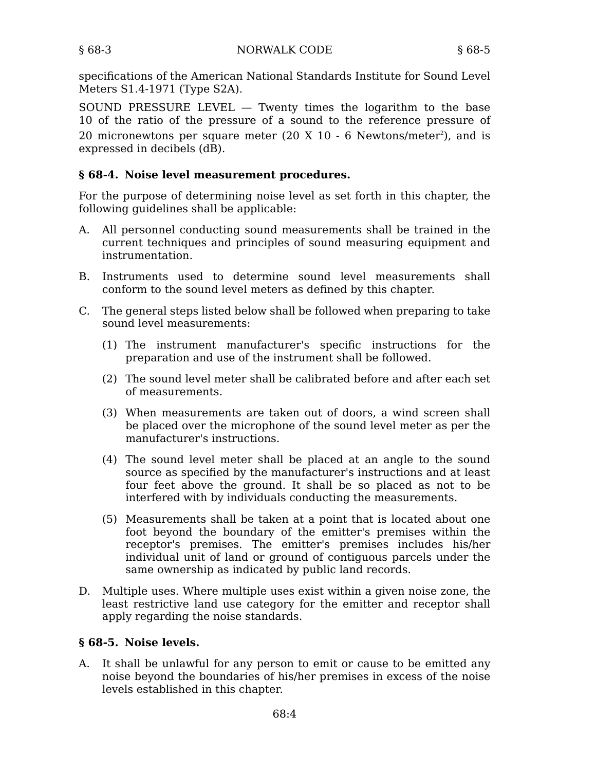specifications of the American National Standards Institute for Sound Level Meters S1.4-1971 (Type S2A).

SOUND PRESSURE LEVEL — Twenty times the logarithm to the base 10 of the ratio of the pressure of a sound to the reference pressure of 20 micronewtons per square meter (20 X 10 - 6 Newtons/meter$^2$), and is expressed in decibels (dB).

### § 68-4. Noise level measurement procedures.

For the purpose of determining noise level as set forth in this chapter, the following guidelines shall be applicable:

A. All personnel conducting sound measurements shall be trained in the current techniques and principles of sound measuring equipment and instrumentation.

B. Instruments used to determine sound level measurements shall conform to the sound level meters as defined by this chapter.

C. The general steps listed below shall be followed when preparing to take sound level measurements:

   (1) The instrument manufacturer's specific instructions for the preparation and use of the instrument shall be followed.

   (2) The sound level meter shall be calibrated before and after each set of measurements.

   (3) When measurements are taken out of doors, a wind screen shall be placed over the microphone of the sound level meter as per the manufacturer's instructions.

   (4) The sound level meter shall be placed at an angle to the sound source as specified by the manufacturer's instructions and at least four feet above the ground. It shall be so placed as not to be interfered with by individuals conducting the measurements.

   (5) Measurements shall be taken at a point that is located about one foot beyond the boundary of the emitter's premises within the receptor's premises. The emitter's premises includes his/her individual unit of land or ground of contiguous parcels under the same ownership as indicated by public land records.

D. Multiple uses. Where multiple uses exist within a given noise zone, the least restrictive land use category for the emitter and receptor shall apply regarding the noise standards.

### § 68-5. Noise levels.

A. It shall be unlawful for any person to emit or cause to be emitted any noise beyond the boundaries of his/her premises in excess of the noise levels established in this chapter.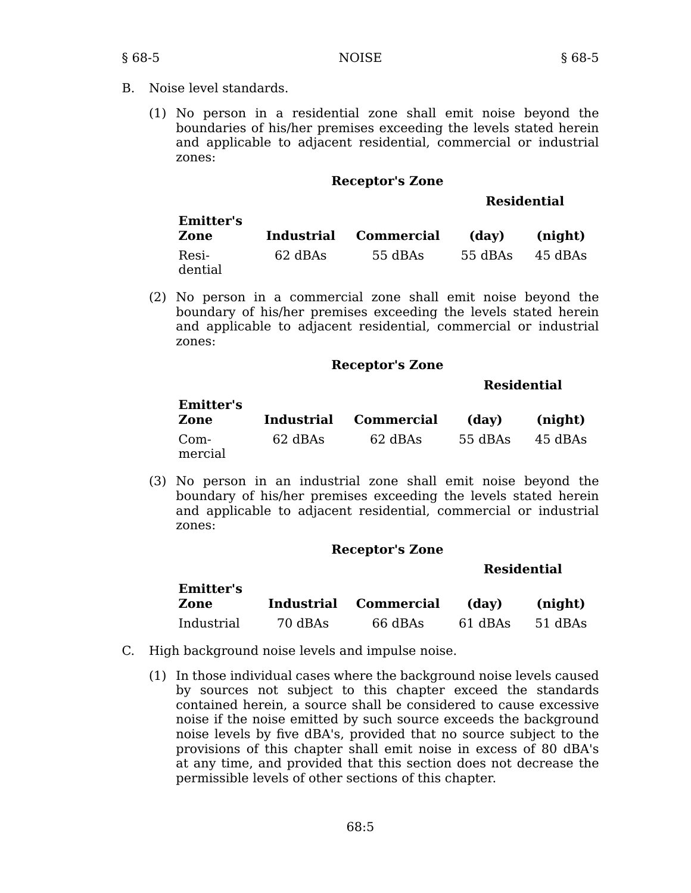B. Noise level standards.

(1) No person in a residential zone shall emit noise beyond the boundaries of his/her premises exceeding the levels stated herein and applicable to adjacent residential, commercial or industrial zones:

| | Receptor's Zone | | | |
|---|---|---|---|---|
| | | | Residential | |
| **Emitter's Zone** | **Industrial** | **Commercial** | **(day)** | **(night)** |
| Residential | 62 dBAs | 55 dBAs | 55 dBAs | 45 dBAs |

(2) No person in a commercial zone shall emit noise beyond the boundary of his/her premises exceeding the levels stated herein and applicable to adjacent residential, commercial or industrial zones:

| | Receptor's Zone | | | |
|---|---|---|---|---|
| | | | Residential | |
| **Emitter's Zone** | **Industrial** | **Commercial** | **(day)** | **(night)** |
| Commercial | 62 dBAs | 62 dBAs | 55 dBAs | 45 dBAs |

(3) No person in an industrial zone shall emit noise beyond the boundary of his/her premises exceeding the levels stated herein and applicable to adjacent residential, commercial or industrial zones:

| | Receptor's Zone | | | |
|---|---|---|---|---|
| | | | Residential | |
| **Emitter's Zone** | **Industrial** | **Commercial** | **(day)** | **(night)** |
| Industrial | 70 dBAs | 66 dBAs | 61 dBAs | 51 dBAs |

C. High background noise levels and impulse noise.

(1) In those individual cases where the background noise levels caused by sources not subject to this chapter exceed the standards contained herein, a source shall be considered to cause excessive noise if the noise emitted by such source exceeds the background noise levels by five dBA's, provided that no source subject to the provisions of this chapter shall emit noise in excess of 80 dBA's at any time, and provided that this section does not decrease the permissible levels of other sections of this chapter.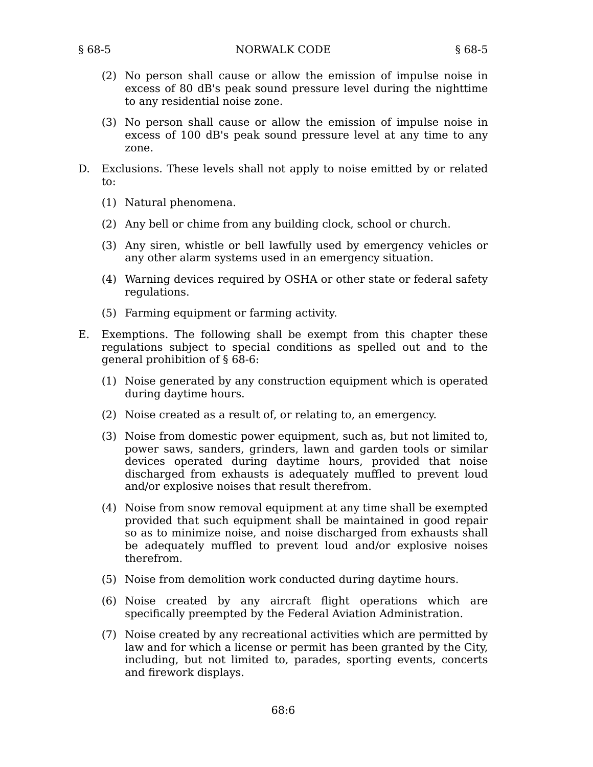(2) No person shall cause or allow the emission of impulse noise in excess of 80 dB's peak sound pressure level during the nighttime to any residential noise zone.

(3) No person shall cause or allow the emission of impulse noise in excess of 100 dB's peak sound pressure level at any time to any zone.

D. Exclusions. These levels shall not apply to noise emitted by or related to:

(1) Natural phenomena.

(2) Any bell or chime from any building clock, school or church.

(3) Any siren, whistle or bell lawfully used by emergency vehicles or any other alarm systems used in an emergency situation.

(4) Warning devices required by OSHA or other state or federal safety regulations.

(5) Farming equipment or farming activity.

E. Exemptions. The following shall be exempt from this chapter these regulations subject to special conditions as spelled out and to the general prohibition of § 68-6:

(1) Noise generated by any construction equipment which is operated during daytime hours.

(2) Noise created as a result of, or relating to, an emergency.

(3) Noise from domestic power equipment, such as, but not limited to, power saws, sanders, grinders, lawn and garden tools or similar devices operated during daytime hours, provided that noise discharged from exhausts is adequately muffled to prevent loud and/or explosive noises that result therefrom.

(4) Noise from snow removal equipment at any time shall be exempted provided that such equipment shall be maintained in good repair so as to minimize noise, and noise discharged from exhausts shall be adequately muffled to prevent loud and/or explosive noises therefrom.

(5) Noise from demolition work conducted during daytime hours.

(6) Noise created by any aircraft flight operations which are specifically preempted by the Federal Aviation Administration.

(7) Noise created by any recreational activities which are permitted by law and for which a license or permit has been granted by the City, including, but not limited to, parades, sporting events, concerts and firework displays.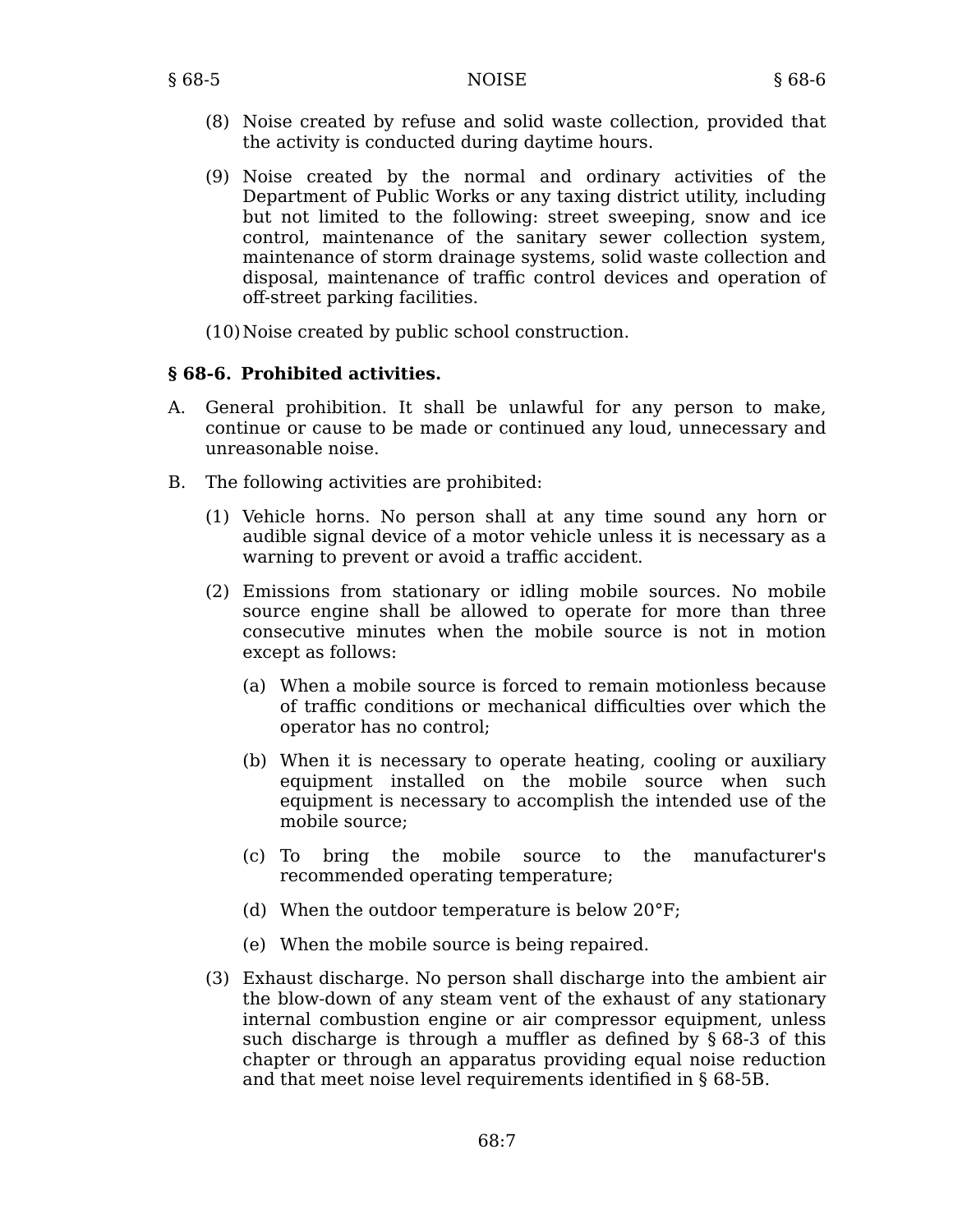(8) Noise created by refuse and solid waste collection, provided that the activity is conducted during daytime hours.

(9) Noise created by the normal and ordinary activities of the Department of Public Works or any taxing district utility, including but not limited to the following: street sweeping, snow and ice control, maintenance of the sanitary sewer collection system, maintenance of storm drainage systems, solid waste collection and disposal, maintenance of traffic control devices and operation of off-street parking facilities.

(10) Noise created by public school construction.

### § 68-6. Prohibited activities.

A. General prohibition. It shall be unlawful for any person to make, continue or cause to be made or continued any loud, unnecessary and unreasonable noise.

B. The following activities are prohibited:

(1) Vehicle horns. No person shall at any time sound any horn or audible signal device of a motor vehicle unless it is necessary as a warning to prevent or avoid a traffic accident.

(2) Emissions from stationary or idling mobile sources. No mobile source engine shall be allowed to operate for more than three consecutive minutes when the mobile source is not in motion except as follows:

(a) When a mobile source is forced to remain motionless because of traffic conditions or mechanical difficulties over which the operator has no control;

(b) When it is necessary to operate heating, cooling or auxiliary equipment installed on the mobile source when such equipment is necessary to accomplish the intended use of the mobile source;

(c) To bring the mobile source to the manufacturer's recommended operating temperature;

(d) When the outdoor temperature is below 20°F;

(e) When the mobile source is being repaired.

(3) Exhaust discharge. No person shall discharge into the ambient air the blow-down of any steam vent of the exhaust of any stationary internal combustion engine or air compressor equipment, unless such discharge is through a muffler as defined by § 68-3 of this chapter or through an apparatus providing equal noise reduction and that meet noise level requirements identified in § 68-5B.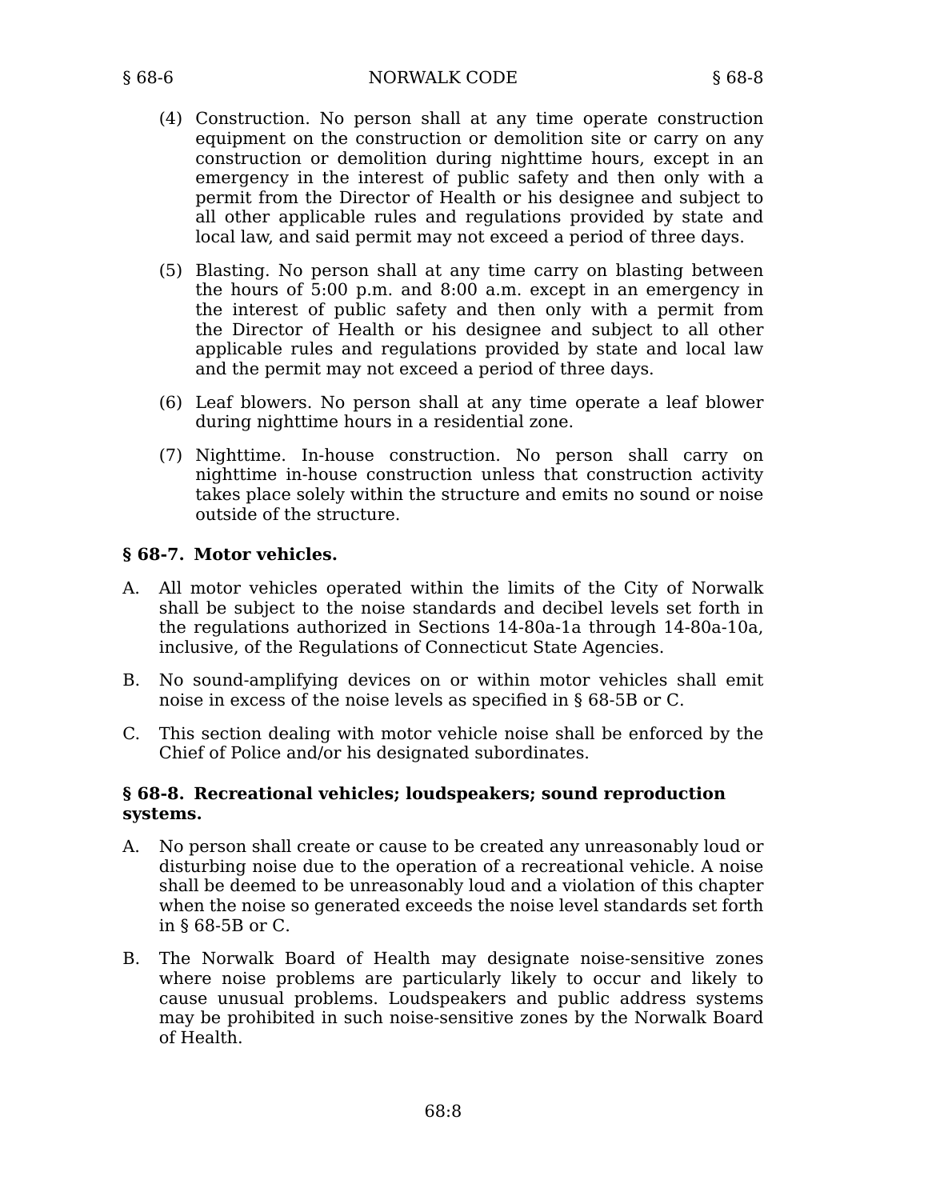(4) Construction. No person shall at any time operate construction equipment on the construction or demolition site or carry on any construction or demolition during nighttime hours, except in an emergency in the interest of public safety and then only with a permit from the Director of Health or his designee and subject to all other applicable rules and regulations provided by state and local law, and said permit may not exceed a period of three days.

(5) Blasting. No person shall at any time carry on blasting between the hours of 5:00 p.m. and 8:00 a.m. except in an emergency in the interest of public safety and then only with a permit from the Director of Health or his designee and subject to all other applicable rules and regulations provided by state and local law and the permit may not exceed a period of three days.

(6) Leaf blowers. No person shall at any time operate a leaf blower during nighttime hours in a residential zone.

(7) Nighttime. In-house construction. No person shall carry on nighttime in-house construction unless that construction activity takes place solely within the structure and emits no sound or noise outside of the structure.

**§ 68-7. Motor vehicles.**

A. All motor vehicles operated within the limits of the City of Norwalk shall be subject to the noise standards and decibel levels set forth in the regulations authorized in Sections 14-80a-1a through 14-80a-10a, inclusive, of the Regulations of Connecticut State Agencies.

B. No sound-amplifying devices on or within motor vehicles shall emit noise in excess of the noise levels as specified in § 68-5B or C.

C. This section dealing with motor vehicle noise shall be enforced by the Chief of Police and/or his designated subordinates.

**§ 68-8. Recreational vehicles; loudspeakers; sound reproduction systems.**

A. No person shall create or cause to be created any unreasonably loud or disturbing noise due to the operation of a recreational vehicle. A noise shall be deemed to be unreasonably loud and a violation of this chapter when the noise so generated exceeds the noise level standards set forth in § 68-5B or C.

B. The Norwalk Board of Health may designate noise-sensitive zones where noise problems are particularly likely to occur and likely to cause unusual problems. Loudspeakers and public address systems may be prohibited in such noise-sensitive zones by the Norwalk Board of Health.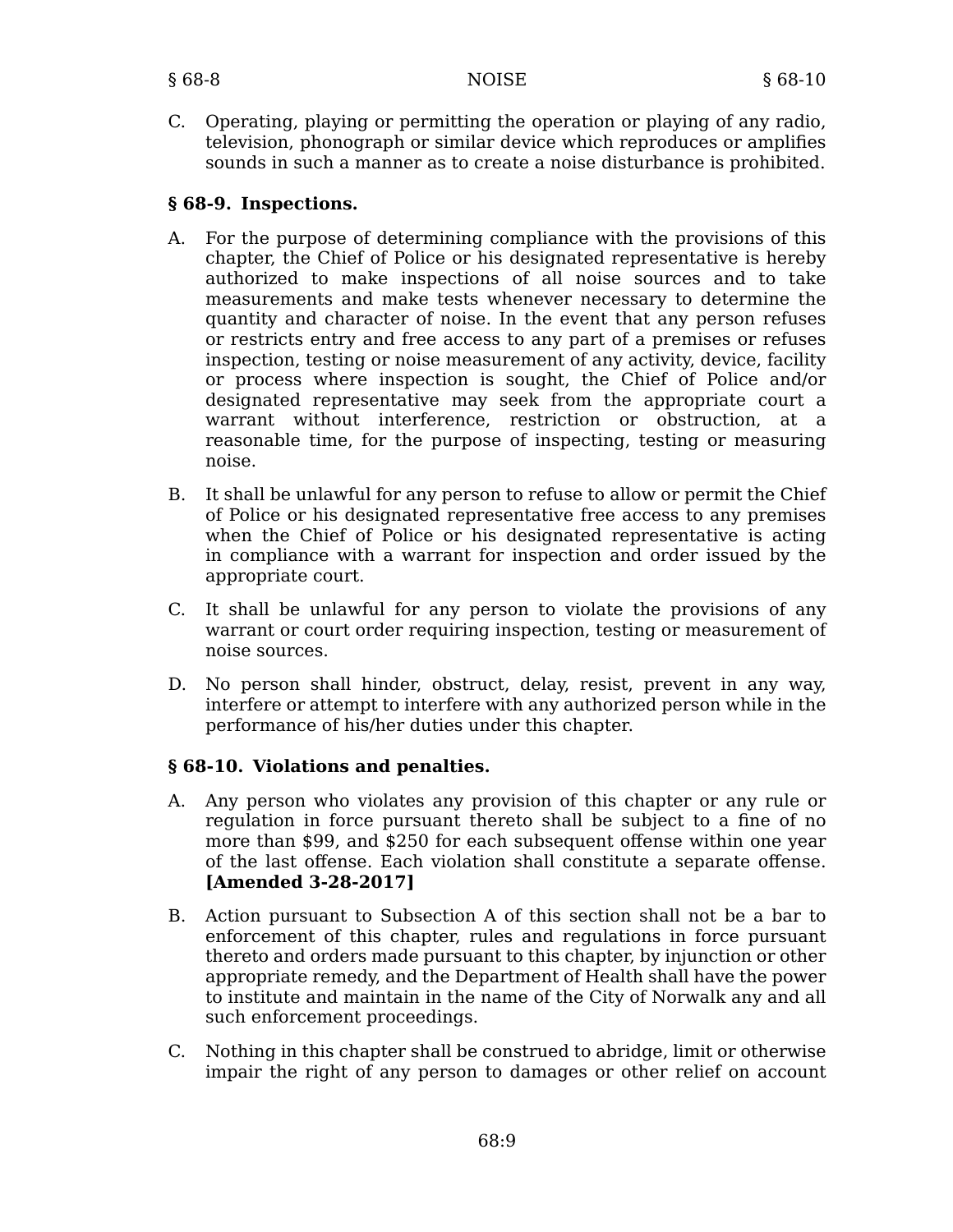C. Operating, playing or permitting the operation or playing of any radio, television, phonograph or similar device which reproduces or amplifies sounds in such a manner as to create a noise disturbance is prohibited.

### § 68-9. Inspections.

A. For the purpose of determining compliance with the provisions of this chapter, the Chief of Police or his designated representative is hereby authorized to make inspections of all noise sources and to take measurements and make tests whenever necessary to determine the quantity and character of noise. In the event that any person refuses or restricts entry and free access to any part of a premises or refuses inspection, testing or noise measurement of any activity, device, facility or process where inspection is sought, the Chief of Police and/or designated representative may seek from the appropriate court a warrant without interference, restriction or obstruction, at a reasonable time, for the purpose of inspecting, testing or measuring noise.

B. It shall be unlawful for any person to refuse to allow or permit the Chief of Police or his designated representative free access to any premises when the Chief of Police or his designated representative is acting in compliance with a warrant for inspection and order issued by the appropriate court.

C. It shall be unlawful for any person to violate the provisions of any warrant or court order requiring inspection, testing or measurement of noise sources.

D. No person shall hinder, obstruct, delay, resist, prevent in any way, interfere or attempt to interfere with any authorized person while in the performance of his/her duties under this chapter.

### § 68-10. Violations and penalties.

A. Any person who violates any provision of this chapter or any rule or regulation in force pursuant thereto shall be subject to a fine of no more than $99, and $250 for each subsequent offense within one year of the last offense. Each violation shall constitute a separate offense. **[Amended 3-28-2017]**

B. Action pursuant to Subsection A of this section shall not be a bar to enforcement of this chapter, rules and regulations in force pursuant thereto and orders made pursuant to this chapter, by injunction or other appropriate remedy, and the Department of Health shall have the power to institute and maintain in the name of the City of Norwalk any and all such enforcement proceedings.

C. Nothing in this chapter shall be construed to abridge, limit or otherwise impair the right of any person to damages or other relief on account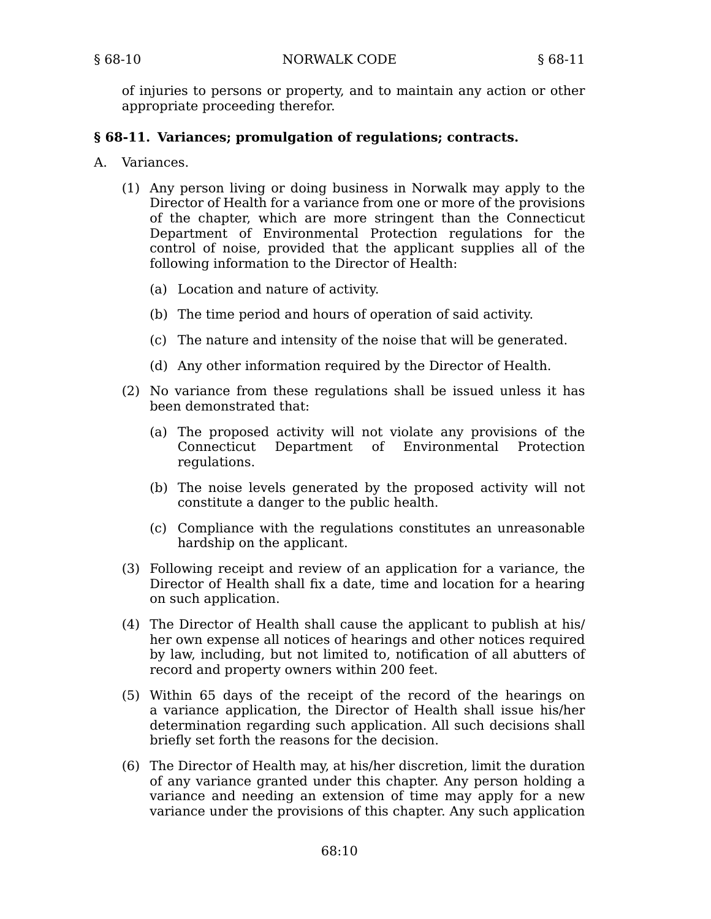of injuries to persons or property, and to maintain any action or other appropriate proceeding therefor.

### § 68-11. Variances; promulgation of regulations; contracts.

A. Variances.

(1) Any person living or doing business in Norwalk may apply to the Director of Health for a variance from one or more of the provisions of the chapter, which are more stringent than the Connecticut Department of Environmental Protection regulations for the control of noise, provided that the applicant supplies all of the following information to the Director of Health:

(a) Location and nature of activity.

(b) The time period and hours of operation of said activity.

(c) The nature and intensity of the noise that will be generated.

(d) Any other information required by the Director of Health.

(2) No variance from these regulations shall be issued unless it has been demonstrated that:

(a) The proposed activity will not violate any provisions of the Connecticut Department of Environmental Protection regulations.

(b) The noise levels generated by the proposed activity will not constitute a danger to the public health.

(c) Compliance with the regulations constitutes an unreasonable hardship on the applicant.

(3) Following receipt and review of an application for a variance, the Director of Health shall fix a date, time and location for a hearing on such application.

(4) The Director of Health shall cause the applicant to publish at his/her own expense all notices of hearings and other notices required by law, including, but not limited to, notification of all abutters of record and property owners within 200 feet.

(5) Within 65 days of the receipt of the record of the hearings on a variance application, the Director of Health shall issue his/her determination regarding such application. All such decisions shall briefly set forth the reasons for the decision.

(6) The Director of Health may, at his/her discretion, limit the duration of any variance granted under this chapter. Any person holding a variance and needing an extension of time may apply for a new variance under the provisions of this chapter. Any such application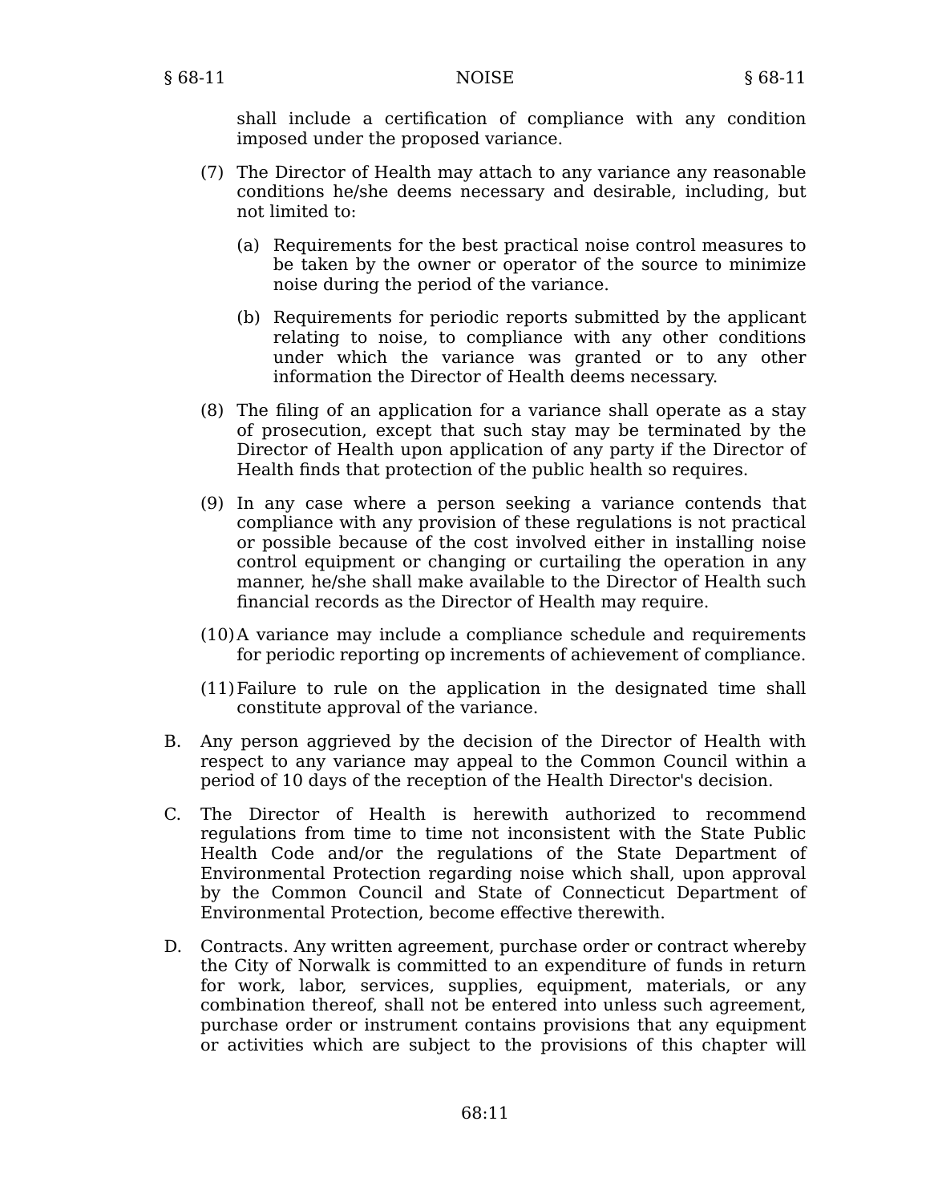shall include a certification of compliance with any condition imposed under the proposed variance.

(7) The Director of Health may attach to any variance any reasonable conditions he/she deems necessary and desirable, including, but not limited to:

(a) Requirements for the best practical noise control measures to be taken by the owner or operator of the source to minimize noise during the period of the variance.

(b) Requirements for periodic reports submitted by the applicant relating to noise, to compliance with any other conditions under which the variance was granted or to any other information the Director of Health deems necessary.

(8) The filing of an application for a variance shall operate as a stay of prosecution, except that such stay may be terminated by the Director of Health upon application of any party if the Director of Health finds that protection of the public health so requires.

(9) In any case where a person seeking a variance contends that compliance with any provision of these regulations is not practical or possible because of the cost involved either in installing noise control equipment or changing or curtailing the operation in any manner, he/she shall make available to the Director of Health such financial records as the Director of Health may require.

(10) A variance may include a compliance schedule and requirements for periodic reporting op increments of achievement of compliance.

(11) Failure to rule on the application in the designated time shall constitute approval of the variance.

B. Any person aggrieved by the decision of the Director of Health with respect to any variance may appeal to the Common Council within a period of 10 days of the reception of the Health Director's decision.

C. The Director of Health is herewith authorized to recommend regulations from time to time not inconsistent with the State Public Health Code and/or the regulations of the State Department of Environmental Protection regarding noise which shall, upon approval by the Common Council and State of Connecticut Department of Environmental Protection, become effective therewith.

D. Contracts. Any written agreement, purchase order or contract whereby the City of Norwalk is committed to an expenditure of funds in return for work, labor, services, supplies, equipment, materials, or any combination thereof, shall not be entered into unless such agreement, purchase order or instrument contains provisions that any equipment or activities which are subject to the provisions of this chapter will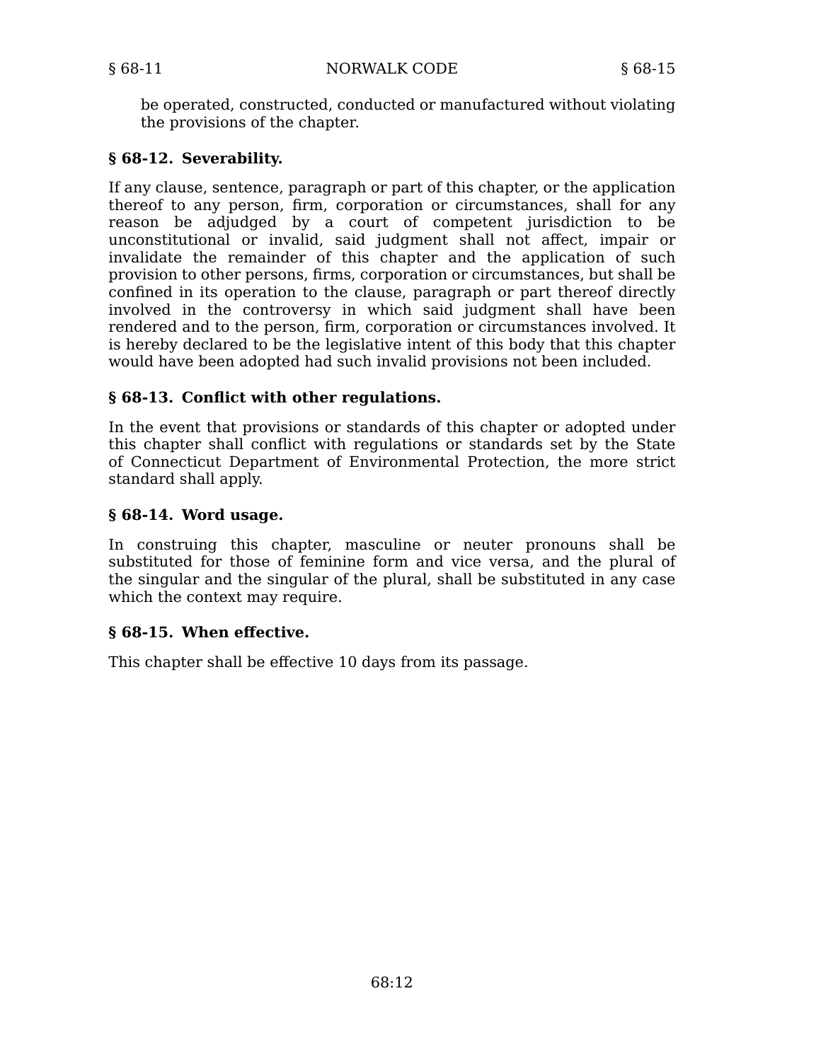be operated, constructed, conducted or manufactured without violating the provisions of the chapter.

### § 68-12. Severability.

If any clause, sentence, paragraph or part of this chapter, or the application thereof to any person, firm, corporation or circumstances, shall for any reason be adjudged by a court of competent jurisdiction to be unconstitutional or invalid, said judgment shall not affect, impair or invalidate the remainder of this chapter and the application of such provision to other persons, firms, corporation or circumstances, but shall be confined in its operation to the clause, paragraph or part thereof directly involved in the controversy in which said judgment shall have been rendered and to the person, firm, corporation or circumstances involved. It is hereby declared to be the legislative intent of this body that this chapter would have been adopted had such invalid provisions not been included.

### § 68-13. Conflict with other regulations.

In the event that provisions or standards of this chapter or adopted under this chapter shall conflict with regulations or standards set by the State of Connecticut Department of Environmental Protection, the more strict standard shall apply.

### § 68-14. Word usage.

In construing this chapter, masculine or neuter pronouns shall be substituted for those of feminine form and vice versa, and the plural of the singular and the singular of the plural, shall be substituted in any case which the context may require.

### § 68-15. When effective.

This chapter shall be effective 10 days from its passage.